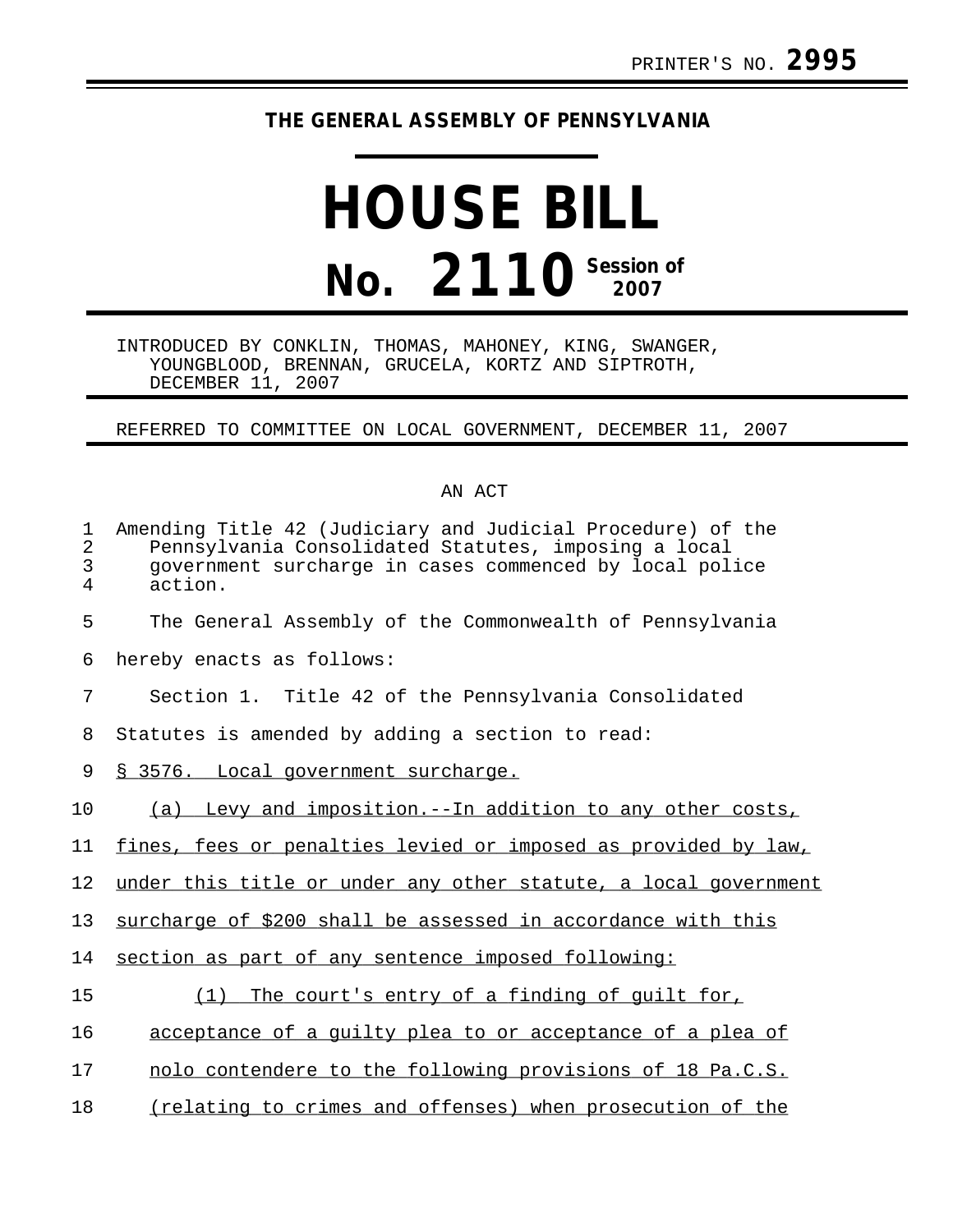PRINTER'S NO. **2995**

**THE GENERAL ASSEMBLY OF PENNSYLVANIA**

# HOUSE BILL

# No. 2110 Session of 2007

INTRODUCED BY CONKLIN, THOMAS, MAHONEY, KING, SWANGER, YOUNGBLOOD, BRENNAN, GRUCELA, KORTZ AND SIPTROTH, DECEMBER 11, 2007

REFERRED TO COMMITTEE ON LOCAL GOVERNMENT, DECEMBER 11, 2007

AN ACT

Amending Title 42 (Judiciary and Judicial Procedure) of the Pennsylvania Consolidated Statutes, imposing a local government surcharge in cases commenced by local police action.

The General Assembly of the Commonwealth of Pennsylvania hereby enacts as follows:

Section 1. Title 42 of the Pennsylvania Consolidated Statutes is amended by adding a section to read:

§ 3576. Local government surcharge.

(a) Levy and imposition.--In addition to any other costs, fines, fees or penalties levied or imposed as provided by law, under this title or under any other statute, a local government surcharge of $200 shall be assessed in accordance with this section as part of any sentence imposed following:

(1) The court's entry of a finding of guilt for, acceptance of a guilty plea to or acceptance of a plea of nolo contendere to the following provisions of 18 Pa.C.S. (relating to crimes and offenses) when prosecution of the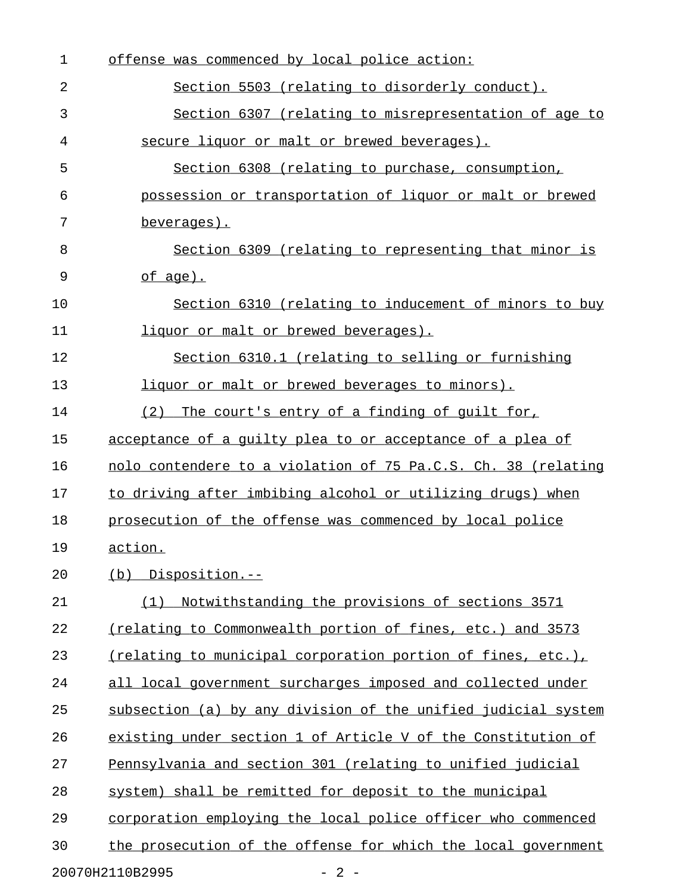offense was commenced by local police action:

Section 5503 (relating to disorderly conduct).

Section 6307 (relating to misrepresentation of age to secure liquor or malt or brewed beverages).

Section 6308 (relating to purchase, consumption, possession or transportation of liquor or malt or brewed beverages).

Section 6309 (relating to representing that minor is of age).

Section 6310 (relating to inducement of minors to buy liquor or malt or brewed beverages).

Section 6310.1 (relating to selling or furnishing liquor or malt or brewed beverages to minors).

(2) The court's entry of a finding of guilt for, acceptance of a guilty plea to or acceptance of a plea of nolo contendere to a violation of 75 Pa.C.S. Ch. 38 (relating to driving after imbibing alcohol or utilizing drugs) when prosecution of the offense was commenced by local police action.

(b) Disposition.--

(1) Notwithstanding the provisions of sections 3571 (relating to Commonwealth portion of fines, etc.) and 3573 (relating to municipal corporation portion of fines, etc.), all local government surcharges imposed and collected under subsection (a) by any division of the unified judicial system existing under section 1 of Article V of the Constitution of Pennsylvania and section 301 (relating to unified judicial system) shall be remitted for deposit to the municipal corporation employing the local police officer who commenced the prosecution of the offense for which the local government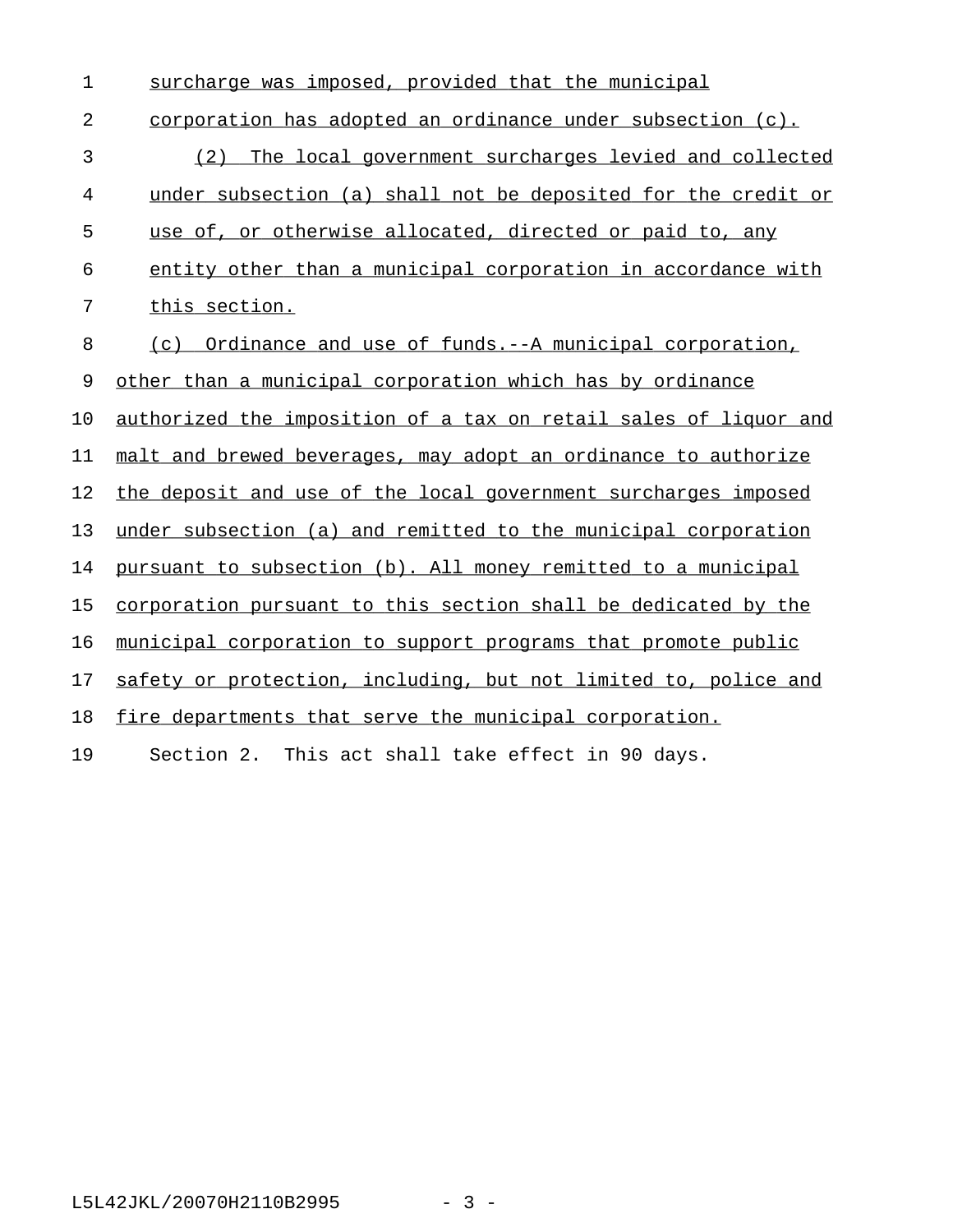surcharge was imposed, provided that the municipal corporation has adopted an ordinance under subsection (c).

(2) The local government surcharges levied and collected under subsection (a) shall not be deposited for the credit or use of, or otherwise allocated, directed or paid to, any entity other than a municipal corporation in accordance with this section.

(c) Ordinance and use of funds.--A municipal corporation, other than a municipal corporation which has by ordinance authorized the imposition of a tax on retail sales of liquor and malt and brewed beverages, may adopt an ordinance to authorize the deposit and use of the local government surcharges imposed under subsection (a) and remitted to the municipal corporation pursuant to subsection (b). All money remitted to a municipal corporation pursuant to this section shall be dedicated by the municipal corporation to support programs that promote public safety or protection, including, but not limited to, police and fire departments that serve the municipal corporation.

Section 2. This act shall take effect in 90 days.